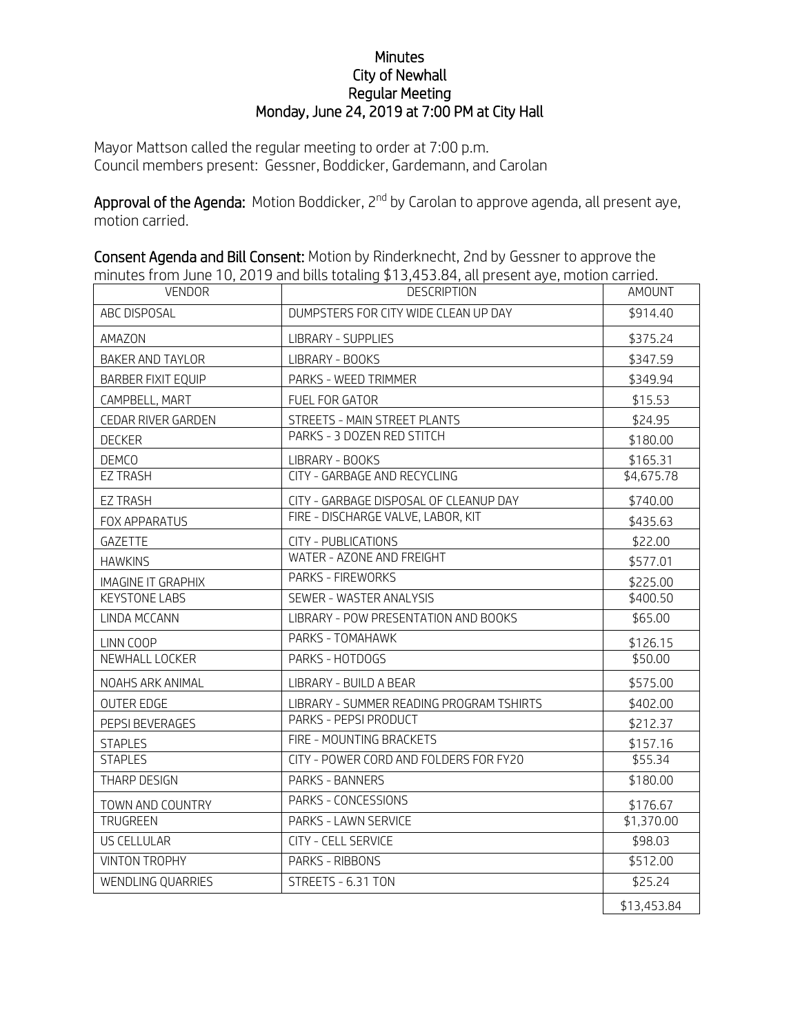# Minutes
# City of Newhall
# Regular Meeting
# Monday, June 24, 2019 at 7:00 PM at City Hall

Mayor Mattson called the regular meeting to order at 7:00 p.m.
Council members present: Gessner, Boddicker, Gardemann, and Carolan

**Approval of the Agenda:** Motion Boddicker, 2nd by Carolan to approve agenda, all present aye, motion carried.

**Consent Agenda and Bill Consent:** Motion by Rinderknecht, 2nd by Gessner to approve the minutes from June 10, 2019 and bills totaling $13,453.84, all present aye, motion carried.

| VENDOR | DESCRIPTION | AMOUNT |
|---|---|---|
| ABC DISPOSAL | DUMPSTERS FOR CITY WIDE CLEAN UP DAY | $914.40 |
| AMAZON | LIBRARY - SUPPLIES | $375.24 |
| BAKER AND TAYLOR | LIBRARY - BOOKS | $347.59 |
| BARBER FIXIT EQUIP | PARKS - WEED TRIMMER | $349.94 |
| CAMPBELL, MART | FUEL FOR GATOR | $15.53 |
| CEDAR RIVER GARDEN | STREETS - MAIN STREET PLANTS | $24.95 |
| DECKER | PARKS - 3 DOZEN RED STITCH | $180.00 |
| DEMCO | LIBRARY - BOOKS | $165.31 |
| EZ TRASH | CITY - GARBAGE AND RECYCLING | $4,675.78 |
| EZ TRASH | CITY - GARBAGE DISPOSAL OF CLEANUP DAY | $740.00 |
| FOX APPARATUS | FIRE - DISCHARGE VALVE, LABOR, KIT | $435.63 |
| GAZETTE | CITY - PUBLICATIONS | $22.00 |
| HAWKINS | WATER - AZONE AND FREIGHT | $577.01 |
| IMAGINE IT GRAPHIX | PARKS - FIREWORKS | $225.00 |
| KEYSTONE LABS | SEWER - WASTER ANALYSIS | $400.50 |
| LINDA MCCANN | LIBRARY - POW PRESENTATION AND BOOKS | $65.00 |
| LINN COOP | PARKS - TOMAHAWK | $126.15 |
| NEWHALL LOCKER | PARKS - HOTDOGS | $50.00 |
| NOAHS ARK ANIMAL | LIBRARY - BUILD A BEAR | $575.00 |
| OUTER EDGE | LIBRARY - SUMMER READING PROGRAM TSHIRTS | $402.00 |
| PEPSI BEVERAGES | PARKS - PEPSI PRODUCT | $212.37 |
| STAPLES | FIRE - MOUNTING BRACKETS | $157.16 |
| STAPLES | CITY - POWER CORD AND FOLDERS FOR FY20 | $55.34 |
| THARP DESIGN | PARKS - BANNERS | $180.00 |
| TOWN AND COUNTRY | PARKS - CONCESSIONS | $176.67 |
| TRUGREEN | PARKS - LAWN SERVICE | $1,370.00 |
| US CELLULAR | CITY - CELL SERVICE | $98.03 |
| VINTON TROPHY | PARKS - RIBBONS | $512.00 |
| WENDLING QUARRIES | STREETS - 6.31 TON | $25.24 |
| | | $13,453.84 |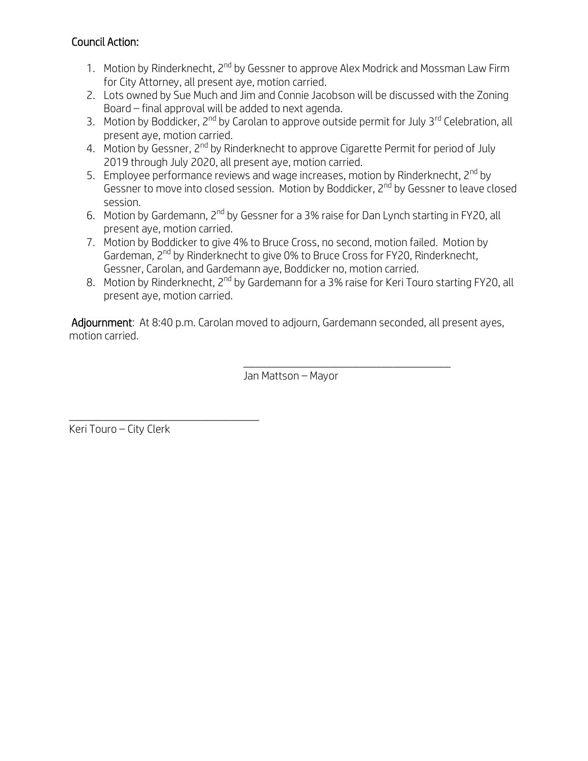**Council Action:**

1. Motion by Rinderknecht, 2nd by Gessner to approve Alex Modrick and Mossman Law Firm for City Attorney, all present aye, motion carried.
2. Lots owned by Sue Much and Jim and Connie Jacobson will be discussed with the Zoning Board – final approval will be added to next agenda.
3. Motion by Boddicker, 2nd by Carolan to approve outside permit for July 3rd Celebration, all present aye, motion carried.
4. Motion by Gessner, 2nd by Rinderknecht to approve Cigarette Permit for period of July 2019 through July 2020, all present aye, motion carried.
5. Employee performance reviews and wage increases, motion by Rinderknecht, 2nd by Gessner to move into closed session. Motion by Boddicker, 2nd by Gessner to leave closed session.
6. Motion by Gardemann, 2nd by Gessner for a 3% raise for Dan Lynch starting in FY20, all present aye, motion carried.
7. Motion by Boddicker to give 4% to Bruce Cross, no second, motion failed. Motion by Gardeman, 2nd by Rinderknecht to give 0% to Bruce Cross for FY20, Rinderknecht, Gessner, Carolan, and Gardemann aye, Boddicker no, motion carried.
8. Motion by Rinderknecht, 2nd by Gardemann for a 3% raise for Keri Touro starting FY20, all present aye, motion carried.

**Adjournment**: At 8:40 p.m. Carolan moved to adjourn, Gardemann seconded, all present ayes, motion carried.

\_\_\_\_\_\_\_\_\_\_\_\_\_\_\_\_\_\_\_\_\_\_\_\_\_\_\_\_\_\_\_\_\_\_\_\_\_\_\_\_
Jan Mattson – Mayor

\_\_\_\_\_\_\_\_\_\_\_\_\_\_\_\_\_\_\_\_\_\_\_\_\_\_\_\_\_\_\_\_\_\_\_\_\_\_
Keri Touro – City Clerk